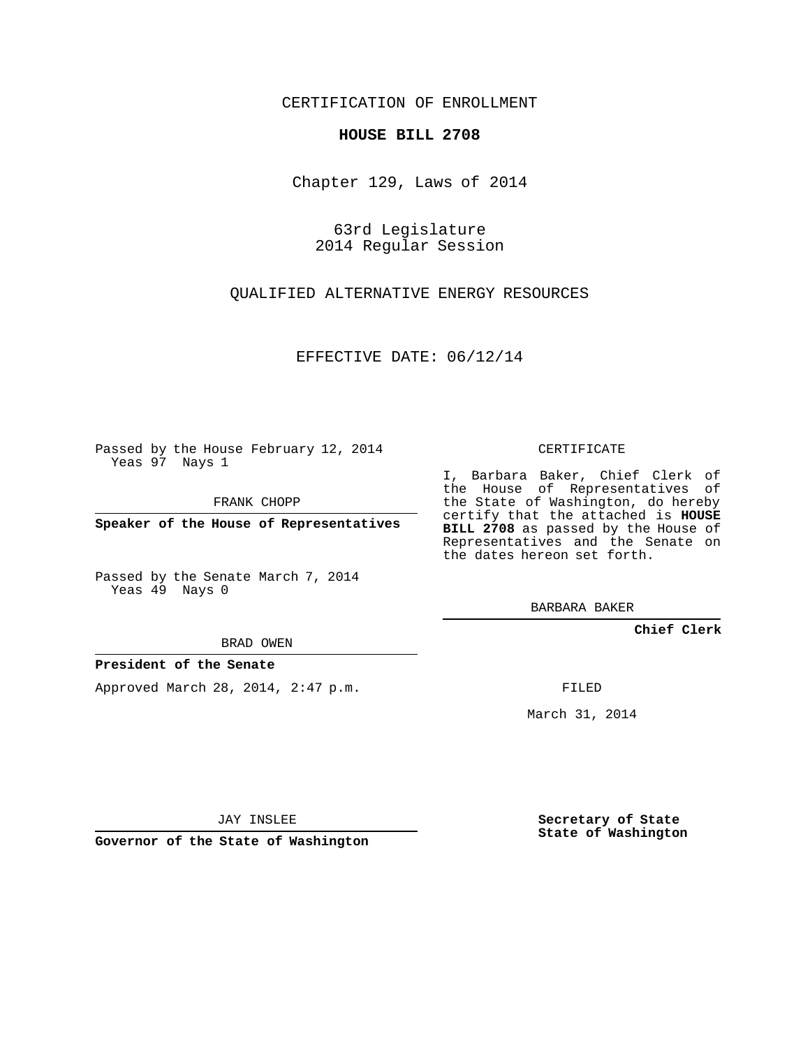CERTIFICATION OF ENROLLMENT

**HOUSE BILL 2708**

Chapter 129, Laws of 2014

63rd Legislature
2014 Regular Session

QUALIFIED ALTERNATIVE ENERGY RESOURCES

EFFECTIVE DATE: 06/12/14

Passed by the House February 12, 2014
Yeas 97 Nays 1

FRANK CHOPP

**Speaker of the House of Representatives**

Passed by the Senate March 7, 2014
Yeas 49 Nays 0

BRAD OWEN

**President of the Senate**

Approved March 28, 2014, 2:47 p.m.

JAY INSLEE

**Governor of the State of Washington**

CERTIFICATE

I, Barbara Baker, Chief Clerk of the House of Representatives of the State of Washington, do hereby certify that the attached is **HOUSE BILL 2708** as passed by the House of Representatives and the Senate on the dates hereon set forth.

BARBARA BAKER

**Chief Clerk**

FILED

March 31, 2014

**Secretary of State**
**State of Washington**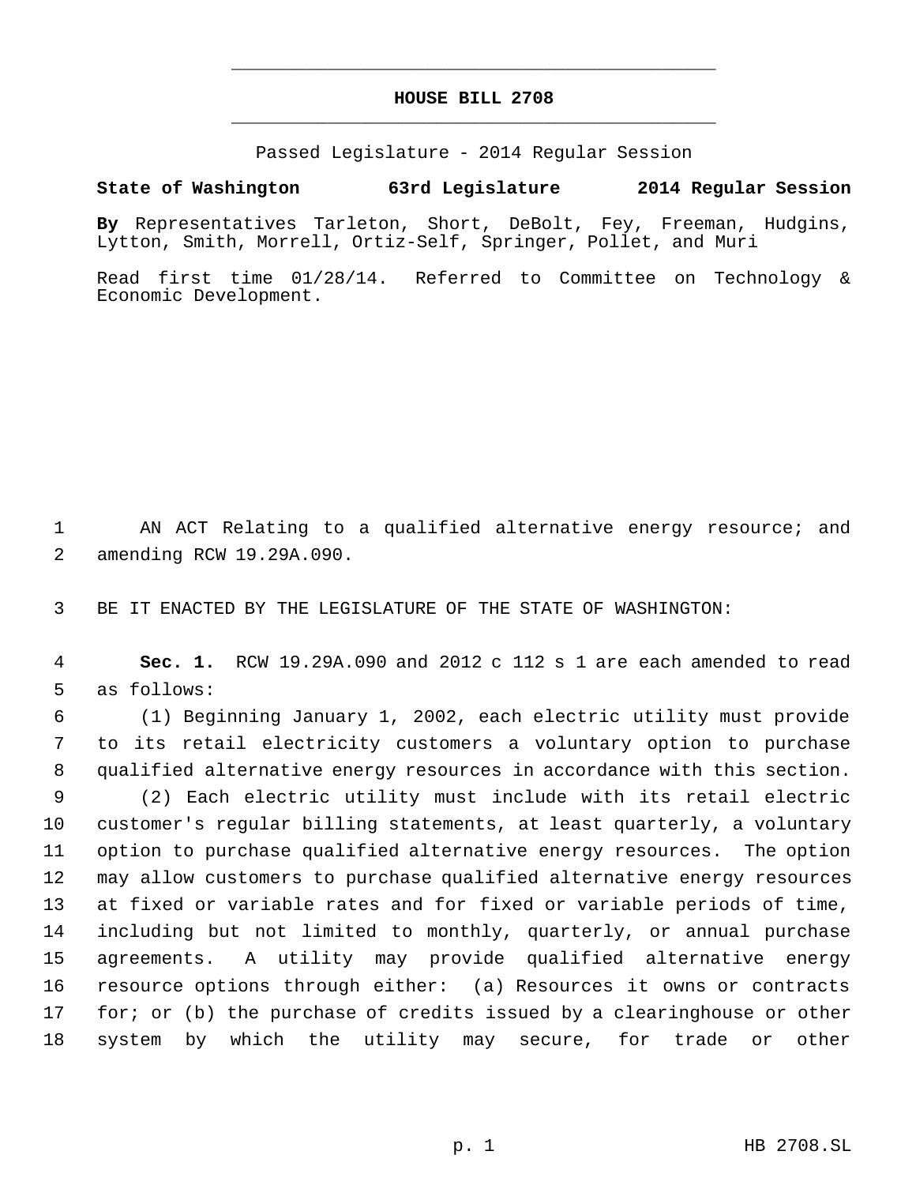# HOUSE BILL 2708

Passed Legislature - 2014 Regular Session

**State of Washington 63rd Legislature 2014 Regular Session**

**By** Representatives Tarleton, Short, DeBolt, Fey, Freeman, Hudgins, Lytton, Smith, Morrell, Ortiz-Self, Springer, Pollet, and Muri

Read first time 01/28/14. Referred to Committee on Technology & Economic Development.

AN ACT Relating to a qualified alternative energy resource; and amending RCW 19.29A.090.

BE IT ENACTED BY THE LEGISLATURE OF THE STATE OF WASHINGTON:

**Sec. 1.** RCW 19.29A.090 and 2012 c 112 s 1 are each amended to read as follows:

(1) Beginning January 1, 2002, each electric utility must provide to its retail electricity customers a voluntary option to purchase qualified alternative energy resources in accordance with this section.

(2) Each electric utility must include with its retail electric customer's regular billing statements, at least quarterly, a voluntary option to purchase qualified alternative energy resources. The option may allow customers to purchase qualified alternative energy resources at fixed or variable rates and for fixed or variable periods of time, including but not limited to monthly, quarterly, or annual purchase agreements. A utility may provide qualified alternative energy resource options through either: (a) Resources it owns or contracts for; or (b) the purchase of credits issued by a clearinghouse or other system by which the utility may secure, for trade or other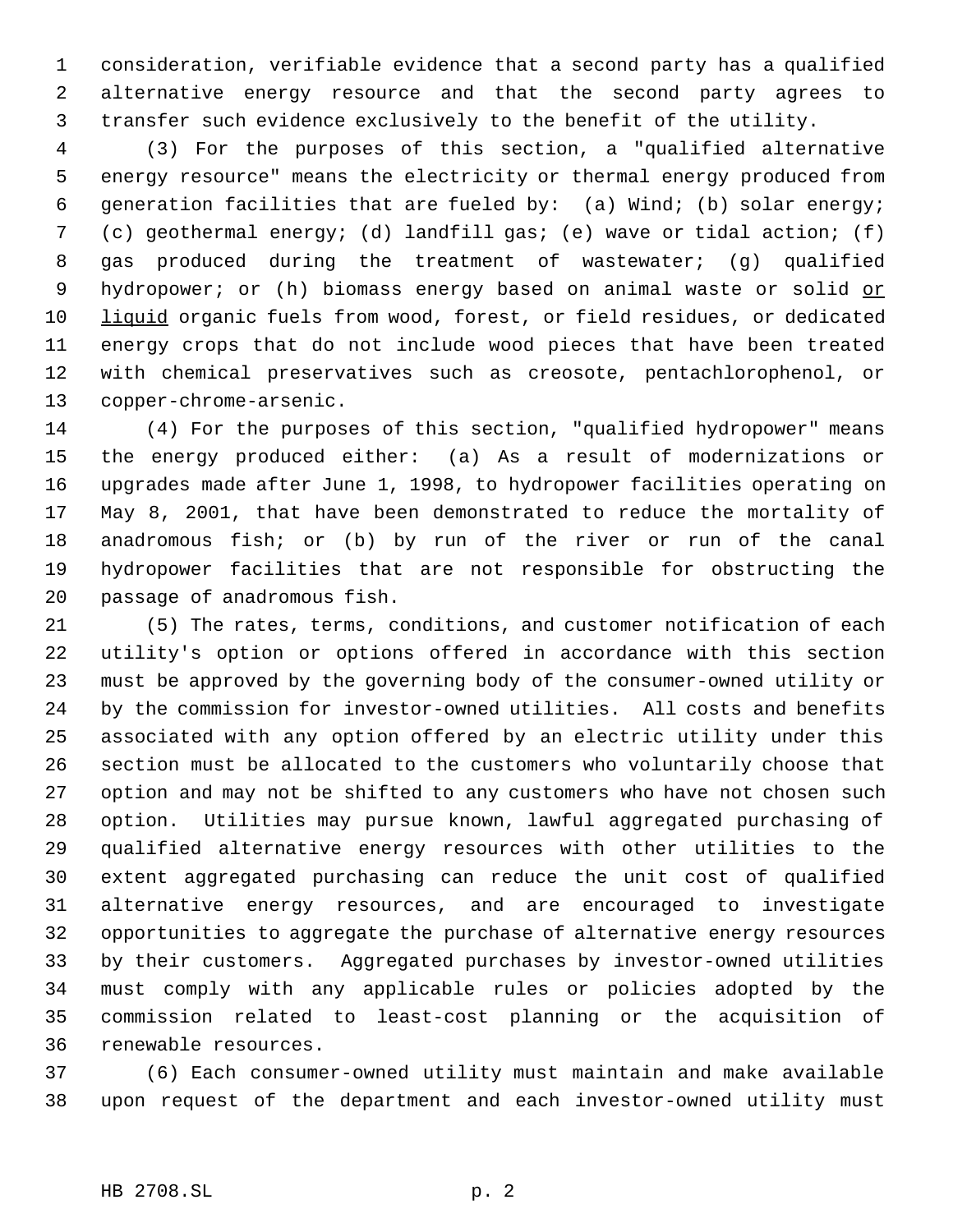consideration, verifiable evidence that a second party has a qualified alternative energy resource and that the second party agrees to transfer such evidence exclusively to the benefit of the utility.

(3) For the purposes of this section, a "qualified alternative energy resource" means the electricity or thermal energy produced from generation facilities that are fueled by: (a) Wind; (b) solar energy; (c) geothermal energy; (d) landfill gas; (e) wave or tidal action; (f) gas produced during the treatment of wastewater; (g) qualified hydropower; or (h) biomass energy based on animal waste or solid <u>or liquid</u> organic fuels from wood, forest, or field residues, or dedicated energy crops that do not include wood pieces that have been treated with chemical preservatives such as creosote, pentachlorophenol, or copper-chrome-arsenic.

(4) For the purposes of this section, "qualified hydropower" means the energy produced either: (a) As a result of modernizations or upgrades made after June 1, 1998, to hydropower facilities operating on May 8, 2001, that have been demonstrated to reduce the mortality of anadromous fish; or (b) by run of the river or run of the canal hydropower facilities that are not responsible for obstructing the passage of anadromous fish.

(5) The rates, terms, conditions, and customer notification of each utility's option or options offered in accordance with this section must be approved by the governing body of the consumer-owned utility or by the commission for investor-owned utilities. All costs and benefits associated with any option offered by an electric utility under this section must be allocated to the customers who voluntarily choose that option and may not be shifted to any customers who have not chosen such option. Utilities may pursue known, lawful aggregated purchasing of qualified alternative energy resources with other utilities to the extent aggregated purchasing can reduce the unit cost of qualified alternative energy resources, and are encouraged to investigate opportunities to aggregate the purchase of alternative energy resources by their customers. Aggregated purchases by investor-owned utilities must comply with any applicable rules or policies adopted by the commission related to least-cost planning or the acquisition of renewable resources.

(6) Each consumer-owned utility must maintain and make available upon request of the department and each investor-owned utility must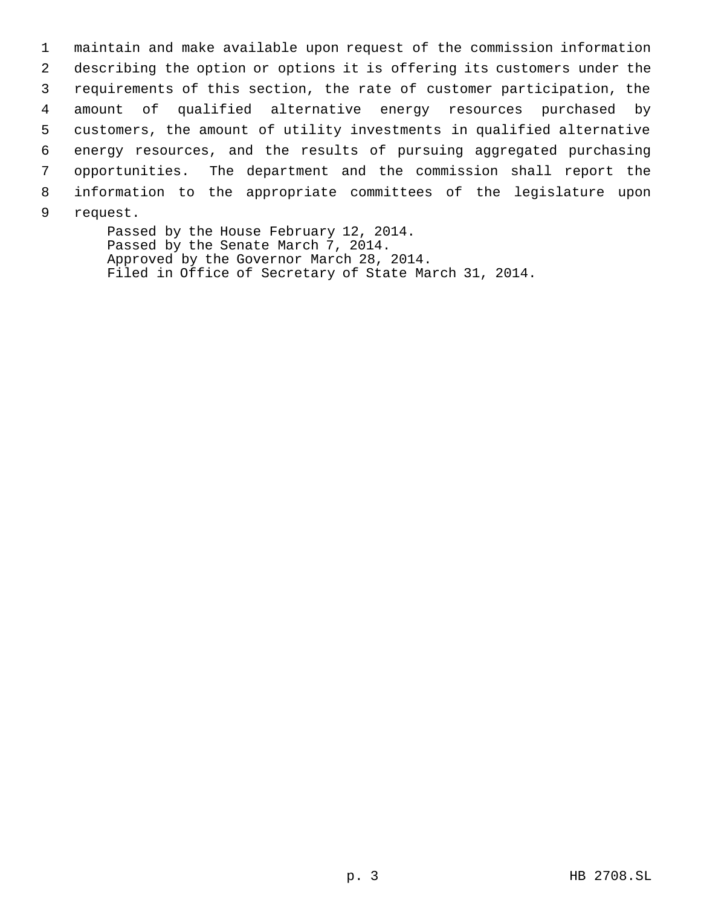maintain and make available upon request of the commission information describing the option or options it is offering its customers under the requirements of this section, the rate of customer participation, the amount of qualified alternative energy resources purchased by customers, the amount of utility investments in qualified alternative energy resources, and the results of pursuing aggregated purchasing opportunities. The department and the commission shall report the information to the appropriate committees of the legislature upon request.

Passed by the House February 12, 2014.
Passed by the Senate March 7, 2014.
Approved by the Governor March 28, 2014.
Filed in Office of Secretary of State March 31, 2014.